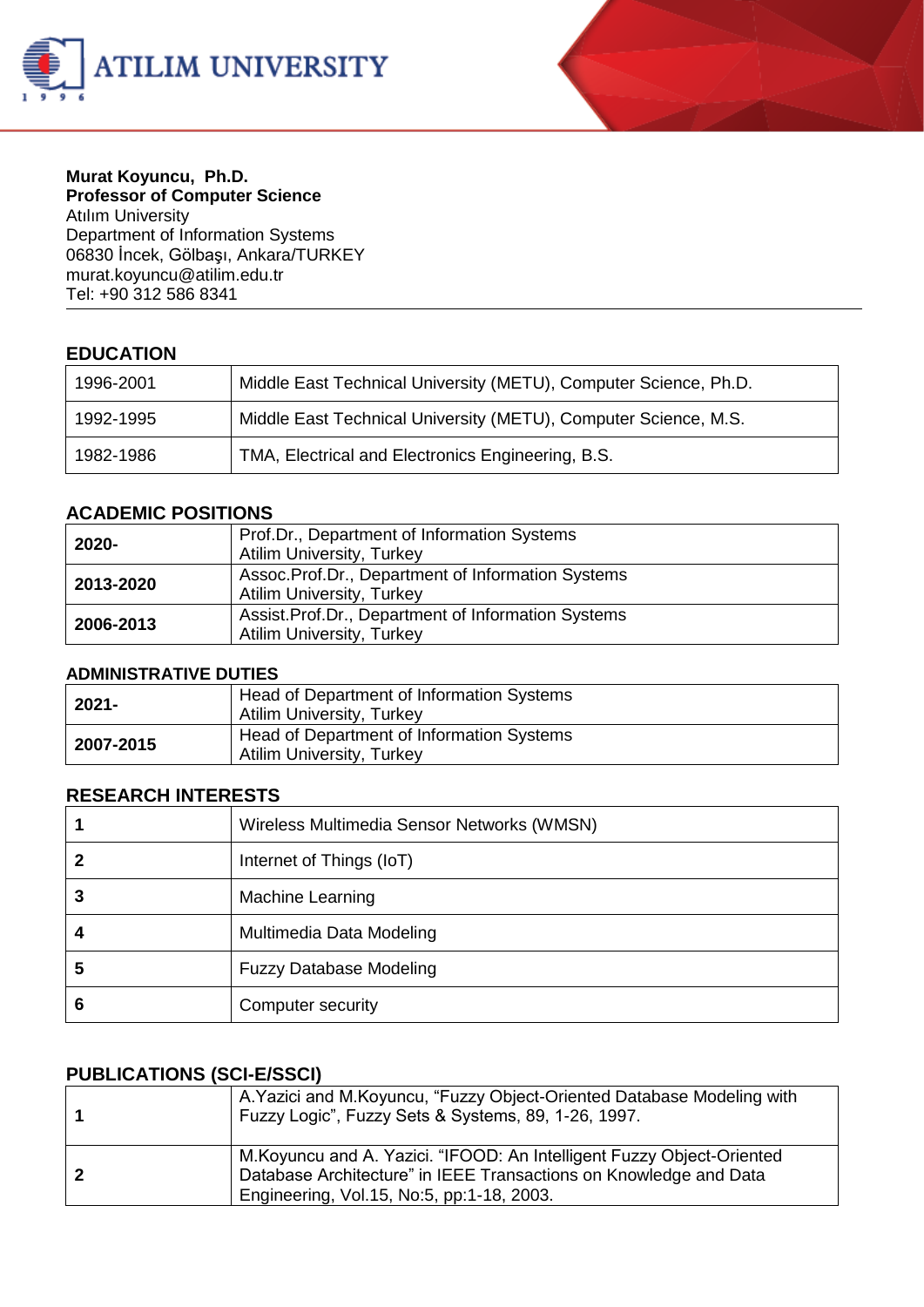**Murat Koyuncu, Ph.D.**
**Professor of Computer Science**
Atılım University
Department of Information Systems
06830 İncek, Gölbaşı, Ankara/TURKEY
murat.koyuncu@atilim.edu.tr
Tel: +90 312 586 8341

## EDUCATION

| | |
|---|---|
| 1996-2001 | Middle East Technical University (METU), Computer Science, Ph.D. |
| 1992-1995 | Middle East Technical University (METU), Computer Science, M.S. |
| 1982-1986 | TMA, Electrical and Electronics Engineering, B.S. |

## ACADEMIC POSITIONS

| | |
|---|---|
| **2020-** | Prof.Dr., Department of Information Systems<br>Atilim University, Turkey |
| **2013-2020** | Assoc.Prof.Dr., Department of Information Systems<br>Atilim University, Turkey |
| **2006-2013** | Assist.Prof.Dr., Department of Information Systems<br>Atilim University, Turkey |

## ADMINISTRATIVE DUTIES

| | |
|---|---|
| **2021-** | Head of Department of Information Systems<br>Atilim University, Turkey |
| **2007-2015** | Head of Department of Information Systems<br>Atilim University, Turkey |

## RESEARCH INTERESTS

| | |
|---|---|
| **1** | Wireless Multimedia Sensor Networks (WMSN) |
| **2** | Internet of Things (IoT) |
| **3** | Machine Learning |
| **4** | Multimedia Data Modeling |
| **5** | Fuzzy Database Modeling |
| **6** | Computer security |

## PUBLICATIONS (SCI-E/SSCI)

| | |
|---|---|
| **1** | A.Yazici and M.Koyuncu, “Fuzzy Object-Oriented Database Modeling with Fuzzy Logic”, Fuzzy Sets & Systems, 89, 1-26, 1997. |
| **2** | M.Koyuncu and A. Yazici. “IFOOD: An Intelligent Fuzzy Object-Oriented Database Architecture” in IEEE Transactions on Knowledge and Data Engineering, Vol.15, No:5, pp:1-18, 2003. |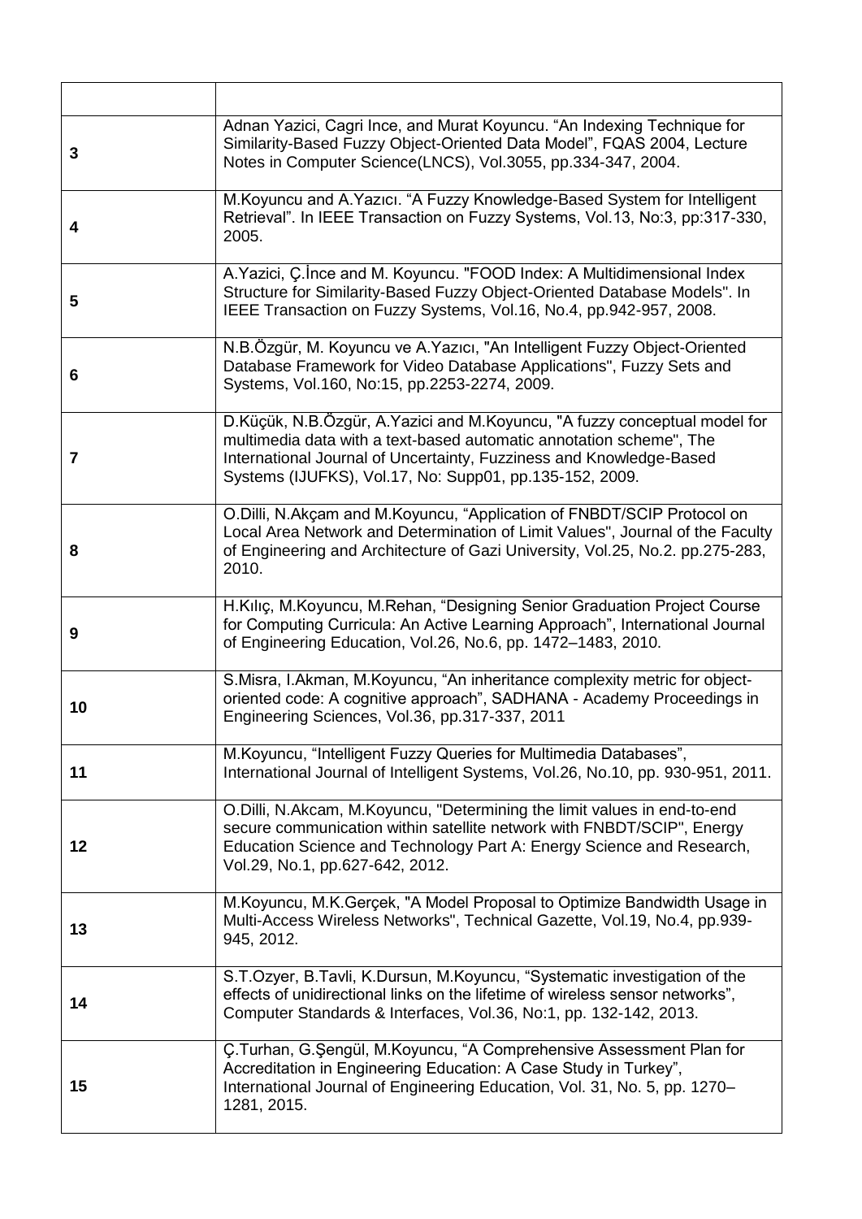| | |
|---|---|
| 3 | Adnan Yazici, Cagri Ince, and Murat Koyuncu. “An Indexing Technique for Similarity-Based Fuzzy Object-Oriented Data Model”, FQAS 2004, Lecture Notes in Computer Science(LNCS), Vol.3055, pp.334-347, 2004. |
| 4 | M.Koyuncu and A.Yazıcı. “A Fuzzy Knowledge-Based System for Intelligent Retrieval”. In IEEE Transaction on Fuzzy Systems, Vol.13, No:3, pp:317-330, 2005. |
| 5 | A.Yazici, Ç.İnce and M. Koyuncu. "FOOD Index: A Multidimensional Index Structure for Similarity-Based Fuzzy Object-Oriented Database Models". In IEEE Transaction on Fuzzy Systems, Vol.16, No.4, pp.942-957, 2008. |
| 6 | N.B.Özgür, M. Koyuncu ve A.Yazıcı, "An Intelligent Fuzzy Object-Oriented Database Framework for Video Database Applications", Fuzzy Sets and Systems, Vol.160, No:15, pp.2253-2274, 2009. |
| 7 | D.Küçük, N.B.Özgür, A.Yazici and M.Koyuncu, "A fuzzy conceptual model for multimedia data with a text-based automatic annotation scheme", The International Journal of Uncertainty, Fuzziness and Knowledge-Based Systems (IJUFKS), Vol.17, No: Supp01, pp.135-152, 2009. |
| 8 | O.Dilli, N.Akçam and M.Koyuncu, “Application of FNBDT/SCIP Protocol on Local Area Network and Determination of Limit Values", Journal of the Faculty of Engineering and Architecture of Gazi University, Vol.25, No.2. pp.275-283, 2010. |
| 9 | H.Kılıç, M.Koyuncu, M.Rehan, “Designing Senior Graduation Project Course for Computing Curricula: An Active Learning Approach”, International Journal of Engineering Education, Vol.26, No.6, pp. 1472–1483, 2010. |
| 10 | S.Misra, I.Akman, M.Koyuncu, “An inheritance complexity metric for object-oriented code: A cognitive approach”, SADHANA - Academy Proceedings in Engineering Sciences, Vol.36, pp.317-337, 2011 |
| 11 | M.Koyuncu, “Intelligent Fuzzy Queries for Multimedia Databases”, International Journal of Intelligent Systems, Vol.26, No.10, pp. 930-951, 2011. |
| 12 | O.Dilli, N.Akcam, M.Koyuncu, "Determining the limit values in end-to-end secure communication within satellite network with FNBDT/SCIP", Energy Education Science and Technology Part A: Energy Science and Research, Vol.29, No.1, pp.627-642, 2012. |
| 13 | M.Koyuncu, M.K.Gerçek, "A Model Proposal to Optimize Bandwidth Usage in Multi-Access Wireless Networks", Technical Gazette, Vol.19, No.4, pp.939-945, 2012. |
| 14 | S.T.Ozyer, B.Tavli, K.Dursun, M.Koyuncu, “Systematic investigation of the effects of unidirectional links on the lifetime of wireless sensor networks”, Computer Standards & Interfaces, Vol.36, No:1, pp. 132-142, 2013. |
| 15 | Ç.Turhan, G.Şengül, M.Koyuncu, “A Comprehensive Assessment Plan for Accreditation in Engineering Education: A Case Study in Turkey”, International Journal of Engineering Education, Vol. 31, No. 5, pp. 1270–1281, 2015. |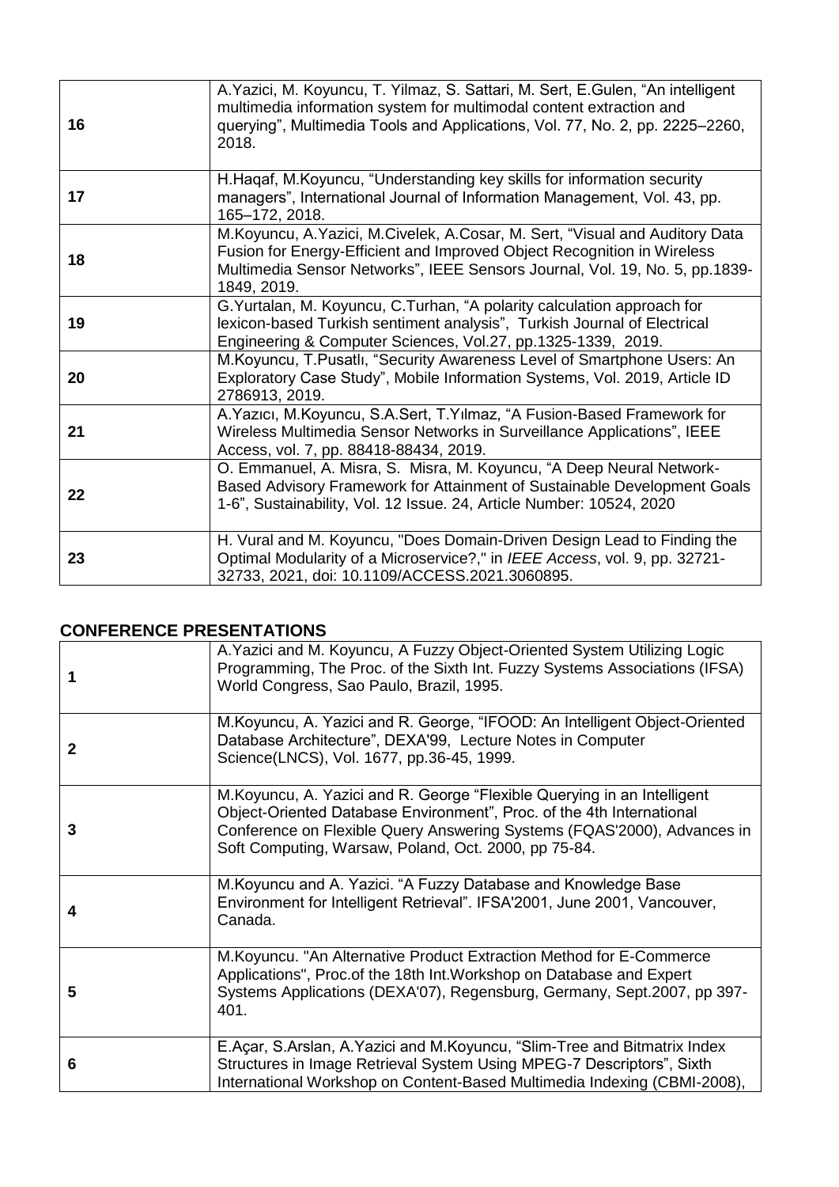| | |
|---|---|
| 16 | A.Yazici, M. Koyuncu, T. Yilmaz, S. Sattari, M. Sert, E.Gulen, "An intelligent multimedia information system for multimodal content extraction and querying", Multimedia Tools and Applications, Vol. 77, No. 2, pp. 2225–2260, 2018. |
| 17 | H.Haqaf, M.Koyuncu, "Understanding key skills for information security managers", International Journal of Information Management, Vol. 43, pp. 165–172, 2018. |
| 18 | M.Koyuncu, A.Yazici, M.Civelek, A.Cosar, M. Sert, "Visual and Auditory Data Fusion for Energy-Efficient and Improved Object Recognition in Wireless Multimedia Sensor Networks", IEEE Sensors Journal, Vol. 19, No. 5, pp.1839-1849, 2019. |
| 19 | G.Yurtalan, M. Koyuncu, C.Turhan, "A polarity calculation approach for lexicon-based Turkish sentiment analysis", Turkish Journal of Electrical Engineering & Computer Sciences, Vol.27, pp.1325-1339, 2019. |
| 20 | M.Koyuncu, T.Pusatlı, "Security Awareness Level of Smartphone Users: An Exploratory Case Study", Mobile Information Systems, Vol. 2019, Article ID 2786913, 2019. |
| 21 | A.Yazıcı, M.Koyuncu, S.A.Sert, T.Yılmaz, "A Fusion-Based Framework for Wireless Multimedia Sensor Networks in Surveillance Applications", IEEE Access, vol. 7, pp. 88418-88434, 2019. |
| 22 | O. Emmanuel, A. Misra, S. Misra, M. Koyuncu, "A Deep Neural Network-Based Advisory Framework for Attainment of Sustainable Development Goals 1-6", Sustainability, Vol. 12 Issue. 24, Article Number: 10524, 2020 |
| 23 | H. Vural and M. Koyuncu, "Does Domain-Driven Design Lead to Finding the Optimal Modularity of a Microservice?," in *IEEE Access*, vol. 9, pp. 32721-32733, 2021, doi: 10.1109/ACCESS.2021.3060895. |

## CONFERENCE PRESENTATIONS

| | |
|---|---|
| 1 | A.Yazici and M. Koyuncu, A Fuzzy Object-Oriented System Utilizing Logic Programming, The Proc. of the Sixth Int. Fuzzy Systems Associations (IFSA) World Congress, Sao Paulo, Brazil, 1995. |
| 2 | M.Koyuncu, A. Yazici and R. George, "IFOOD: An Intelligent Object-Oriented Database Architecture", DEXA'99, Lecture Notes in Computer Science(LNCS), Vol. 1677, pp.36-45, 1999. |
| 3 | M.Koyuncu, A. Yazici and R. George "Flexible Querying in an Intelligent Object-Oriented Database Environment", Proc. of the 4th International Conference on Flexible Query Answering Systems (FQAS'2000), Advances in Soft Computing, Warsaw, Poland, Oct. 2000, pp 75-84. |
| 4 | M.Koyuncu and A. Yazici. "A Fuzzy Database and Knowledge Base Environment for Intelligent Retrieval". IFSA'2001, June 2001, Vancouver, Canada. |
| 5 | M.Koyuncu. "An Alternative Product Extraction Method for E-Commerce Applications", Proc.of the 18th Int.Workshop on Database and Expert Systems Applications (DEXA'07), Regensburg, Germany, Sept.2007, pp 397-401. |
| 6 | E.Açar, S.Arslan, A.Yazici and M.Koyuncu, "Slim-Tree and Bitmatrix Index Structures in Image Retrieval System Using MPEG-7 Descriptors", Sixth International Workshop on Content-Based Multimedia Indexing (CBMI-2008), |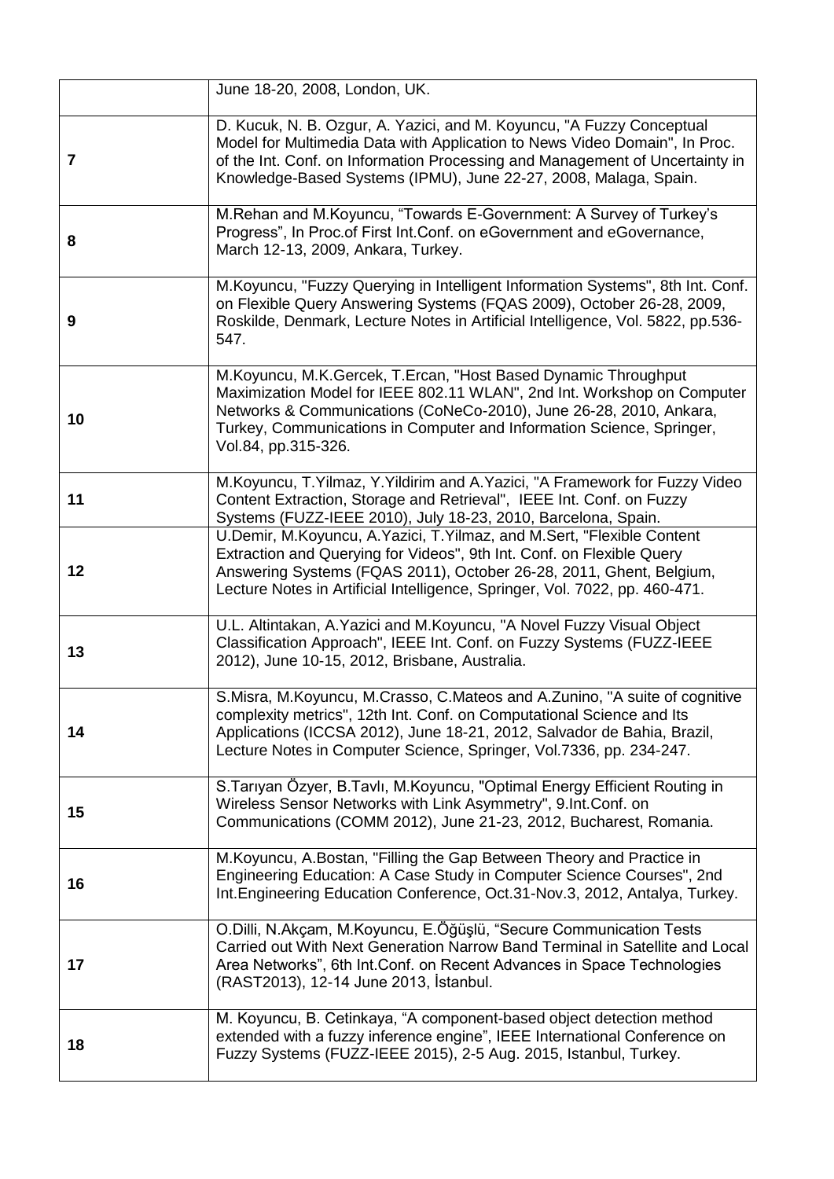|  |  |
|---|---|
|  | June 18-20, 2008, London, UK. |
| **7** | D. Kucuk, N. B. Ozgur, A. Yazici, and M. Koyuncu, "A Fuzzy Conceptual Model for Multimedia Data with Application to News Video Domain", In Proc. of the Int. Conf. on Information Processing and Management of Uncertainty in Knowledge-Based Systems (IPMU), June 22-27, 2008, Malaga, Spain. |
| **8** | M.Rehan and M.Koyuncu, "Towards E-Government: A Survey of Turkey's Progress", In Proc.of First Int.Conf. on eGovernment and eGovernance, March 12-13, 2009, Ankara, Turkey. |
| **9** | M.Koyuncu, "Fuzzy Querying in Intelligent Information Systems", 8th Int. Conf. on Flexible Query Answering Systems (FQAS 2009), October 26-28, 2009, Roskilde, Denmark, Lecture Notes in Artificial Intelligence, Vol. 5822, pp.536-547. |
| **10** | M.Koyuncu, M.K.Gercek, T.Ercan, "Host Based Dynamic Throughput Maximization Model for IEEE 802.11 WLAN", 2nd Int. Workshop on Computer Networks & Communications (CoNeCo-2010), June 26-28, 2010, Ankara, Turkey, Communications in Computer and Information Science, Springer, Vol.84, pp.315-326. |
| **11** | M.Koyuncu, T.Yilmaz, Y.Yildirim and A.Yazici, "A Framework for Fuzzy Video Content Extraction, Storage and Retrieval", IEEE Int. Conf. on Fuzzy Systems (FUZZ-IEEE 2010), July 18-23, 2010, Barcelona, Spain. |
| **12** | U.Demir, M.Koyuncu, A.Yazici, T.Yilmaz, and M.Sert, "Flexible Content Extraction and Querying for Videos", 9th Int. Conf. on Flexible Query Answering Systems (FQAS 2011), October 26-28, 2011, Ghent, Belgium, Lecture Notes in Artificial Intelligence, Springer, Vol. 7022, pp. 460-471. |
| **13** | U.L. Altintakan, A.Yazici and M.Koyuncu, "A Novel Fuzzy Visual Object Classification Approach", IEEE Int. Conf. on Fuzzy Systems (FUZZ-IEEE 2012), June 10-15, 2012, Brisbane, Australia. |
| **14** | S.Misra, M.Koyuncu, M.Crasso, C.Mateos and A.Zunino, "A suite of cognitive complexity metrics", 12th Int. Conf. on Computational Science and Its Applications (ICCSA 2012), June 18-21, 2012, Salvador de Bahia, Brazil, Lecture Notes in Computer Science, Springer, Vol.7336, pp. 234-247. |
| **15** | S.Tarıyan Özyer, B.Tavlı, M.Koyuncu, "Optimal Energy Efficient Routing in Wireless Sensor Networks with Link Asymmetry", 9.Int.Conf. on Communications (COMM 2012), June 21-23, 2012, Bucharest, Romania. |
| **16** | M.Koyuncu, A.Bostan, "Filling the Gap Between Theory and Practice in Engineering Education: A Case Study in Computer Science Courses", 2nd Int.Engineering Education Conference, Oct.31-Nov.3, 2012, Antalya, Turkey. |
| **17** | O.Dilli, N.Akçam, M.Koyuncu, E.Öğüşlü, "Secure Communication Tests Carried out With Next Generation Narrow Band Terminal in Satellite and Local Area Networks", 6th Int.Conf. on Recent Advances in Space Technologies (RAST2013), 12-14 June 2013, İstanbul. |
| **18** | M. Koyuncu, B. Cetinkaya, "A component-based object detection method extended with a fuzzy inference engine", IEEE International Conference on Fuzzy Systems (FUZZ-IEEE 2015), 2-5 Aug. 2015, Istanbul, Turkey. |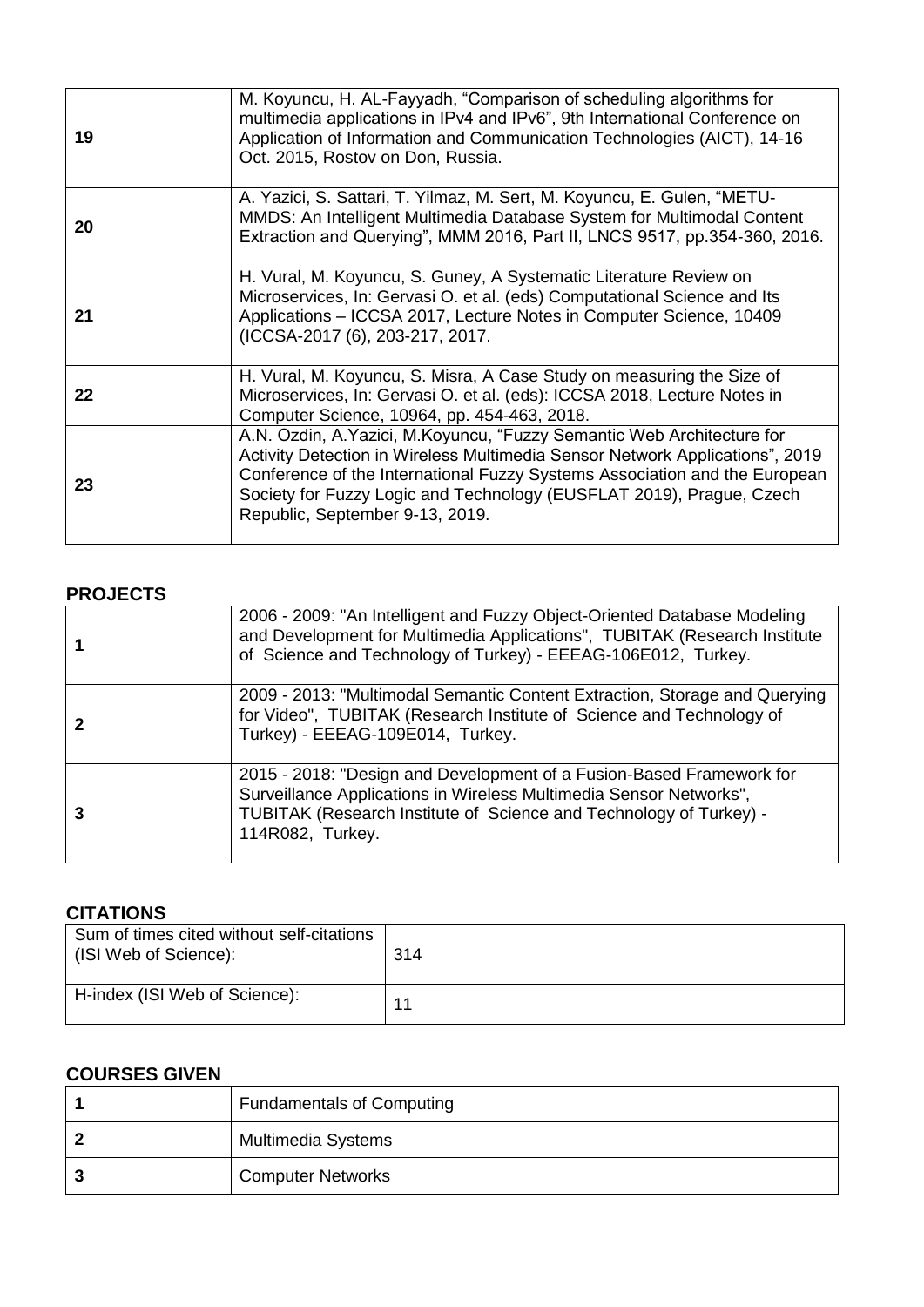| | |
|---|---|
| **19** | M. Koyuncu, H. AL-Fayyadh, “Comparison of scheduling algorithms for multimedia applications in IPv4 and IPv6”, 9th International Conference on Application of Information and Communication Technologies (AICT), 14-16 Oct. 2015, Rostov on Don, Russia. |
| **20** | A. Yazici, S. Sattari, T. Yilmaz, M. Sert, M. Koyuncu, E. Gulen, “METU-MMDS: An Intelligent Multimedia Database System for Multimodal Content Extraction and Querying”, MMM 2016, Part II, LNCS 9517, pp.354-360, 2016. |
| **21** | H. Vural, M. Koyuncu, S. Guney, A Systematic Literature Review on Microservices, In: Gervasi O. et al. (eds) Computational Science and Its Applications – ICCSA 2017, Lecture Notes in Computer Science, 10409 (ICCSA-2017 (6), 203-217, 2017. |
| **22** | H. Vural, M. Koyuncu, S. Misra, A Case Study on measuring the Size of Microservices, In: Gervasi O. et al. (eds): ICCSA 2018, Lecture Notes in Computer Science, 10964, pp. 454-463, 2018. |
| **23** | A.N. Ozdin, A.Yazici, M.Koyuncu, “Fuzzy Semantic Web Architecture for Activity Detection in Wireless Multimedia Sensor Network Applications”, 2019 Conference of the International Fuzzy Systems Association and the European Society for Fuzzy Logic and Technology (EUSFLAT 2019), Prague, Czech Republic, September 9-13, 2019. |

## PROJECTS

| | |
|---|---|
| **1** | 2006 - 2009: "An Intelligent and Fuzzy Object-Oriented Database Modeling and Development for Multimedia Applications", TUBITAK (Research Institute of Science and Technology of Turkey) - EEEAG-106E012, Turkey. |
| **2** | 2009 - 2013: "Multimodal Semantic Content Extraction, Storage and Querying for Video", TUBITAK (Research Institute of Science and Technology of Turkey) - EEEAG-109E014, Turkey. |
| **3** | 2015 - 2018: "Design and Development of a Fusion-Based Framework for Surveillance Applications in Wireless Multimedia Sensor Networks", TUBITAK (Research Institute of Science and Technology of Turkey) - 114R082, Turkey. |

## CITATIONS

| | |
|---|---|
| Sum of times cited without self-citations (ISI Web of Science): | 314 |
| H-index (ISI Web of Science): | 11 |

## COURSES GIVEN

| | |
|---|---|
| **1** | Fundamentals of Computing |
| **2** | Multimedia Systems |
| **3** | Computer Networks |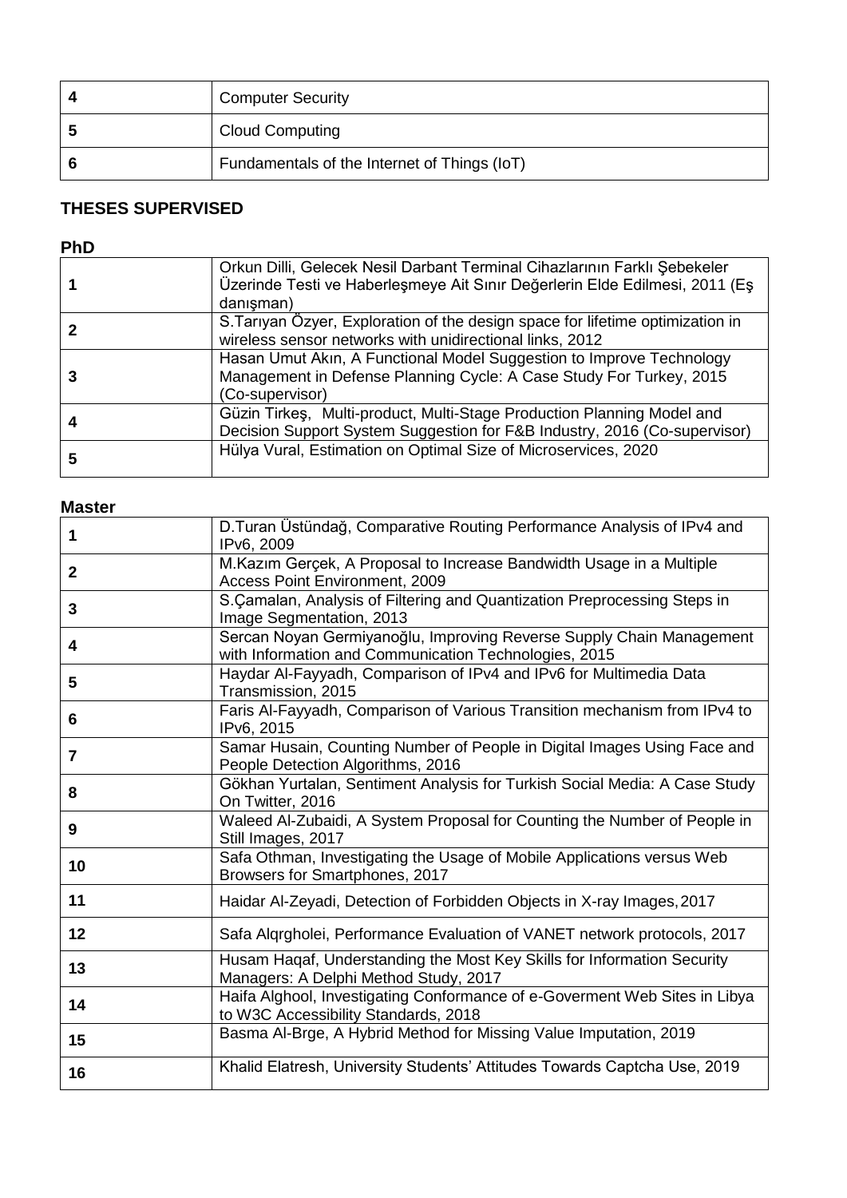| | |
|---|---|
| **4** | Computer Security |
| **5** | Cloud Computing |
| **6** | Fundamentals of the Internet of Things (IoT) |

## THESES SUPERVISED

### PhD

| | |
|---|---|
| **1** | Orkun Dilli, Gelecek Nesil Darbant Terminal Cihazlarının Farklı Şebekeler Üzerinde Testi ve Haberleşmeye Ait Sınır Değerlerin Elde Edilmesi, 2011 (Eş danışman) |
| **2** | S.Tarıyan Özyer, Exploration of the design space for lifetime optimization in wireless sensor networks with unidirectional links, 2012 |
| **3** | Hasan Umut Akın, A Functional Model Suggestion to Improve Technology Management in Defense Planning Cycle: A Case Study For Turkey, 2015 (Co-supervisor) |
| **4** | Güzin Tirkeş, Multi-product, Multi-Stage Production Planning Model and Decision Support System Suggestion for F&B Industry, 2016 (Co-supervisor) |
| **5** | Hülya Vural, Estimation on Optimal Size of Microservices, 2020 |

### Master

| | |
|---|---|
| **1** | D.Turan Üstündağ, Comparative Routing Performance Analysis of IPv4 and IPv6, 2009 |
| **2** | M.Kazım Gerçek, A Proposal to Increase Bandwidth Usage in a Multiple Access Point Environment, 2009 |
| **3** | S.Çamalan, Analysis of Filtering and Quantization Preprocessing Steps in Image Segmentation, 2013 |
| **4** | Sercan Noyan Germiyanoğlu, Improving Reverse Supply Chain Management with Information and Communication Technologies, 2015 |
| **5** | Haydar Al-Fayyadh, Comparison of IPv4 and IPv6 for Multimedia Data Transmission, 2015 |
| **6** | Faris Al-Fayyadh, Comparison of Various Transition mechanism from IPv4 to IPv6, 2015 |
| **7** | Samar Husain, Counting Number of People in Digital Images Using Face and People Detection Algorithms, 2016 |
| **8** | Gökhan Yurtalan, Sentiment Analysis for Turkish Social Media: A Case Study On Twitter, 2016 |
| **9** | Waleed Al-Zubaidi, A System Proposal for Counting the Number of People in Still Images, 2017 |
| **10** | Safa Othman, Investigating the Usage of Mobile Applications versus Web Browsers for Smartphones, 2017 |
| **11** | Haidar Al-Zeyadi, Detection of Forbidden Objects in X-ray Images, 2017 |
| **12** | Safa Alqrgholei, Performance Evaluation of VANET network protocols, 2017 |
| **13** | Husam Haqaf, Understanding the Most Key Skills for Information Security Managers: A Delphi Method Study, 2017 |
| **14** | Haifa Alghool, Investigating Conformance of e-Goverment Web Sites in Libya to W3C Accessibility Standards, 2018 |
| **15** | Basma Al-Brge, A Hybrid Method for Missing Value Imputation, 2019 |
| **16** | Khalid Elatresh, University Students' Attitudes Towards Captcha Use, 2019 |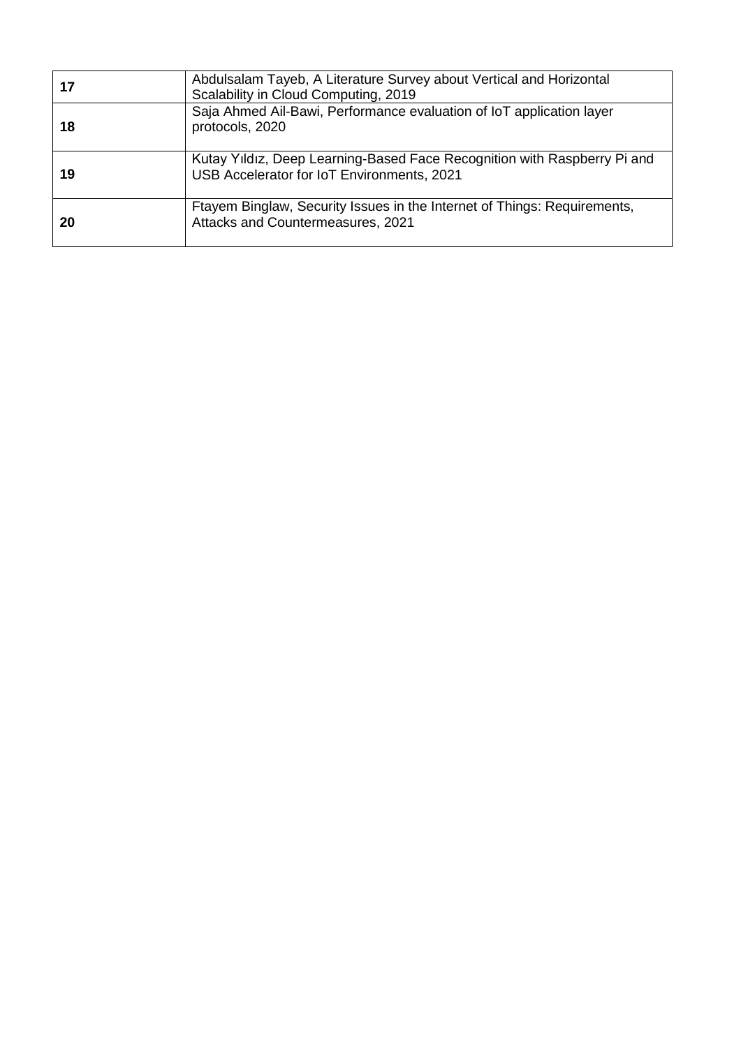| | |
|---|---|
| **17** | Abdulsalam Tayeb, A Literature Survey about Vertical and Horizontal Scalability in Cloud Computing, 2019 |
| **18** | Saja Ahmed Ail-Bawi, Performance evaluation of IoT application layer protocols, 2020 |
| **19** | Kutay Yıldız, Deep Learning-Based Face Recognition with Raspberry Pi and USB Accelerator for IoT Environments, 2021 |
| **20** | Ftayem Binglaw, Security Issues in the Internet of Things: Requirements, Attacks and Countermeasures, 2021 |